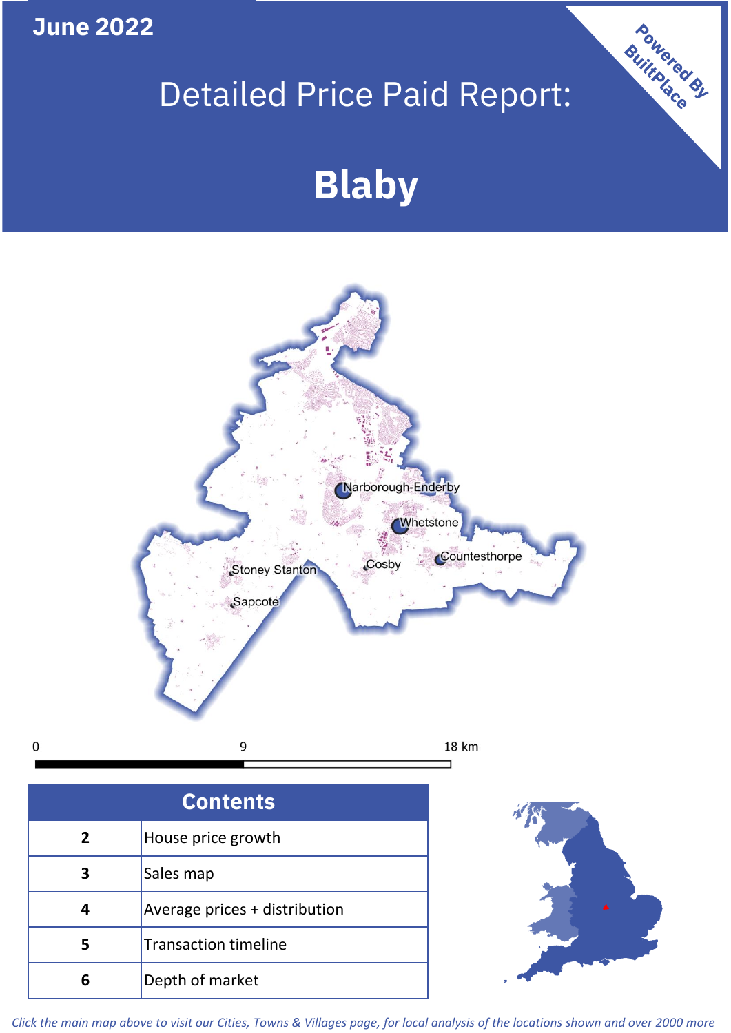June 2022

# Detailed Price Paid Report:

# Blaby

Powered By BuiltPlace

Narborough-Enderby
Whetstone
Countesthorpe
Cosby
Stoney Stanton
Sapcote

0 9 18 km

| Contents | |
|---|---|
| 2 | House price growth |
| 3 | Sales map |
| 4 | Average prices + distribution |
| 5 | Transaction timeline |
| 6 | Depth of market |

*Click the main map above to visit our Cities, Towns & Villages page, for local analysis of the locations shown and over 2000 more*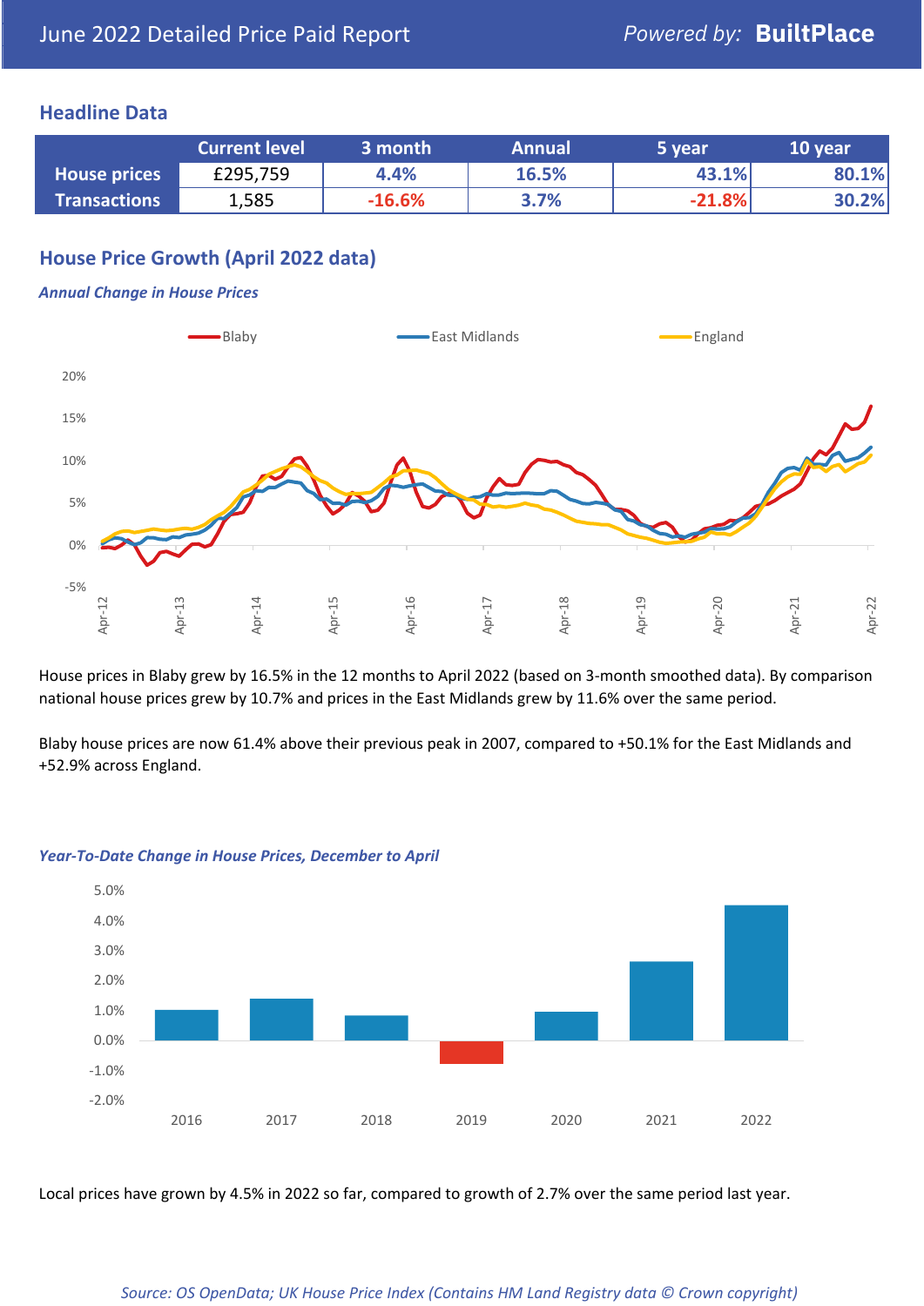June 2022 Detailed Price Paid Report

*Powered by:* **BuiltPlace**

## Headline Data

| | Current level | 3 month | Annual | 5 year | 10 year |
|---|---|---|---|---|---|
| **House prices** | £295,759 | 4.4% | 16.5% | 43.1% | 80.1% |
| **Transactions** | 1,585 | -16.6% | 3.7% | -21.8% | 30.2% |

## House Price Growth (April 2022 data)

***Annual Change in House Prices***

House prices in Blaby grew by 16.5% in the 12 months to April 2022 (based on 3-month smoothed data). By comparison national house prices grew by 10.7% and prices in the East Midlands grew by 11.6% over the same period.

Blaby house prices are now 61.4% above their previous peak in 2007, compared to +50.1% for the East Midlands and +52.9% across England.

***Year-To-Date Change in House Prices, December to April***

Local prices have grown by 4.5% in 2022 so far, compared to growth of 2.7% over the same period last year.

*Source: OS OpenData; UK House Price Index (Contains HM Land Registry data © Crown copyright)*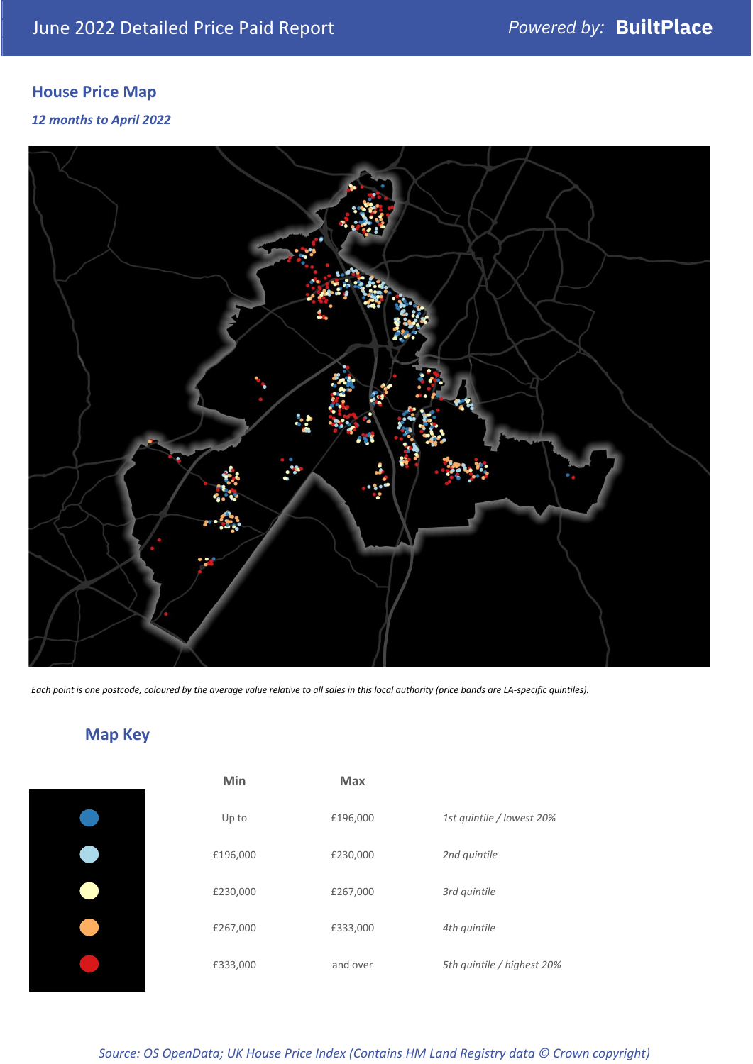## House Price Map

*12 months to April 2022*

*Each point is one postcode, coloured by the average value relative to all sales in this local authority (price bands are LA-specific quintiles).*

## Map Key

| | Min | Max | |
|---|---|---|---|
| ● | Up to | £196,000 | *1st quintile / lowest 20%* |
| ● | £196,000 | £230,000 | *2nd quintile* |
| ● | £230,000 | £267,000 | *3rd quintile* |
| ● | £267,000 | £333,000 | *4th quintile* |
| ● | £333,000 | and over | *5th quintile / highest 20%* |

*Source: OS OpenData; UK House Price Index (Contains HM Land Registry data © Crown copyright)*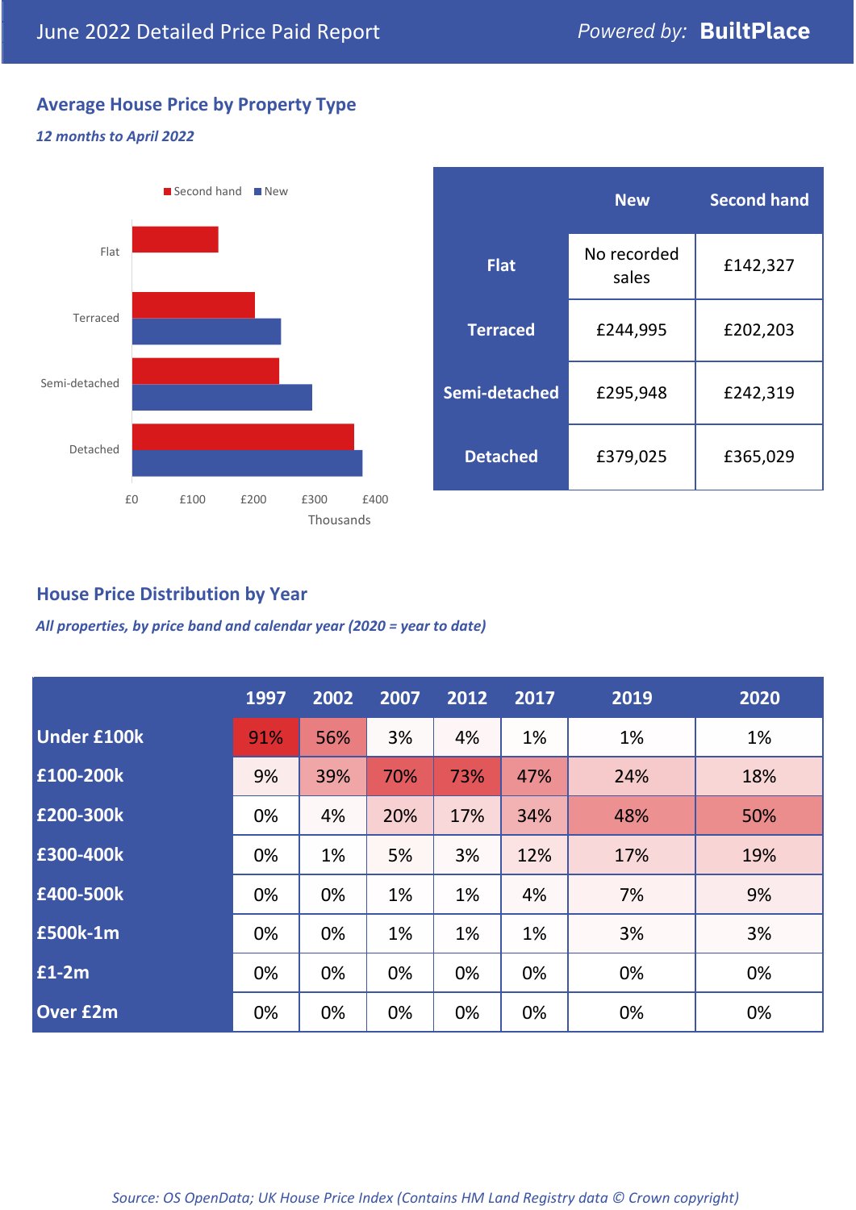# June 2022 Detailed Price Paid Report

Powered by: **BuiltPlace**

## Average House Price by Property Type

*12 months to April 2022*

| | New | Second hand |
|---|---|---|
| **Flat** | No recorded sales | £142,327 |
| **Terraced** | £244,995 | £202,203 |
| **Semi-detached** | £295,948 | £242,319 |
| **Detached** | £379,025 | £365,029 |

## House Price Distribution by Year

*All properties, by price band and calendar year (2020 = year to date)*

| | 1997 | 2002 | 2007 | 2012 | 2017 | 2019 | 2020 |
|---|---|---|---|---|---|---|---|
| **Under £100k** | 91% | 56% | 3% | 4% | 1% | 1% | 1% |
| **£100-200k** | 9% | 39% | 70% | 73% | 47% | 24% | 18% |
| **£200-300k** | 0% | 4% | 20% | 17% | 34% | 48% | 50% |
| **£300-400k** | 0% | 1% | 5% | 3% | 12% | 17% | 19% |
| **£400-500k** | 0% | 0% | 1% | 1% | 4% | 7% | 9% |
| **£500k-1m** | 0% | 0% | 1% | 1% | 1% | 3% | 3% |
| **£1-2m** | 0% | 0% | 0% | 0% | 0% | 0% | 0% |
| **Over £2m** | 0% | 0% | 0% | 0% | 0% | 0% | 0% |

*Source: OS OpenData; UK House Price Index (Contains HM Land Registry data © Crown copyright)*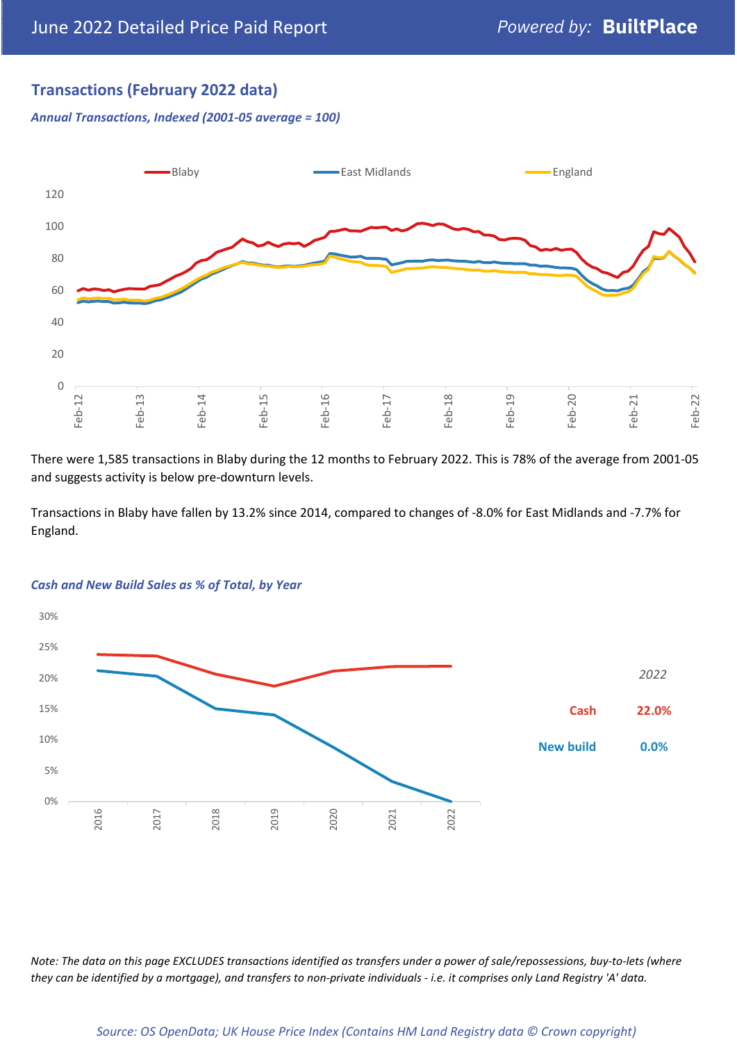## Transactions (February 2022 data)

*Annual Transactions, Indexed (2001-05 average = 100)*

There were 1,585 transactions in Blaby during the 12 months to February 2022. This is 78% of the average from 2001-05 and suggests activity is below pre-downturn levels.

Transactions in Blaby have fallen by 13.2% since 2014, compared to changes of -8.0% for East Midlands and -7.7% for England.

*Cash and New Build Sales as % of Total, by Year*

| 2022 | |
|---|---|
| Cash | 22.0% |
| New build | 0.0% |

*Note: The data on this page EXCLUDES transactions identified as transfers under a power of sale/repossessions, buy-to-lets (where they can be identified by a mortgage), and transfers to non-private individuals - i.e. it comprises only Land Registry 'A' data.*

*Source: OS OpenData; UK House Price Index (Contains HM Land Registry data © Crown copyright)*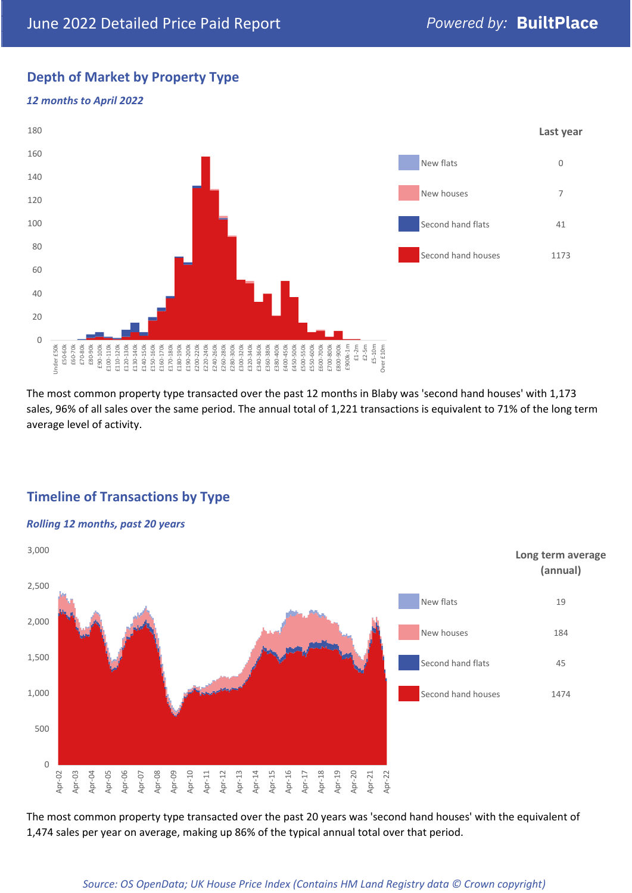# June 2022 Detailed Price Paid Report

*Powered by:* **BuiltPlace**

## Depth of Market by Property Type

*12 months to April 2022*

180
160
140
120
100
80
60
40
20
0

Under £50k, £50-60k, £60-70k, £70-80k, £80-90k, £90-100k, £100-110k, £110-120k, £120-130k, £130-140k, £140-150k, £150-160k, £160-170k, £170-180k, £180-190k, £190-200k, £200-220k, £220-240k, £240-260k, £260-280k, £280-300k, £300-320k, £320-340k, £340-360k, £360-380k, £380-400k, £400-450k, £450-500k, £500-550k, £550-600k, £600-700k, £700-800k, £800-900k, £900k-1m, £1-2m, £2-5m, £5-10m, Over £10m

Last year

New flats 0

New houses 7

Second hand flats 41

Second hand houses 1173

The most common property type transacted over the past 12 months in Blaby was 'second hand houses' with 1,173 sales, 96% of all sales over the same period. The annual total of 1,221 transactions is equivalent to 71% of the long term average level of activity.

## Timeline of Transactions by Type

*Rolling 12 months, past 20 years*

3,000
2,500
2,000
1,500
1,000
500
0

Apr-02, Apr-03, Apr-04, Apr-05, Apr-06, Apr-07, Apr-08, Apr-09, Apr-10, Apr-11, Apr-12, Apr-13, Apr-14, Apr-15, Apr-16, Apr-17, Apr-18, Apr-19, Apr-20, Apr-21, Apr-22

Long term average (annual)

New flats 19

New houses 184

Second hand flats 45

Second hand houses 1474

The most common property type transacted over the past 20 years was 'second hand houses' with the equivalent of 1,474 sales per year on average, making up 86% of the typical annual total over that period.

*Source: OS OpenData; UK House Price Index (Contains HM Land Registry data © Crown copyright)*